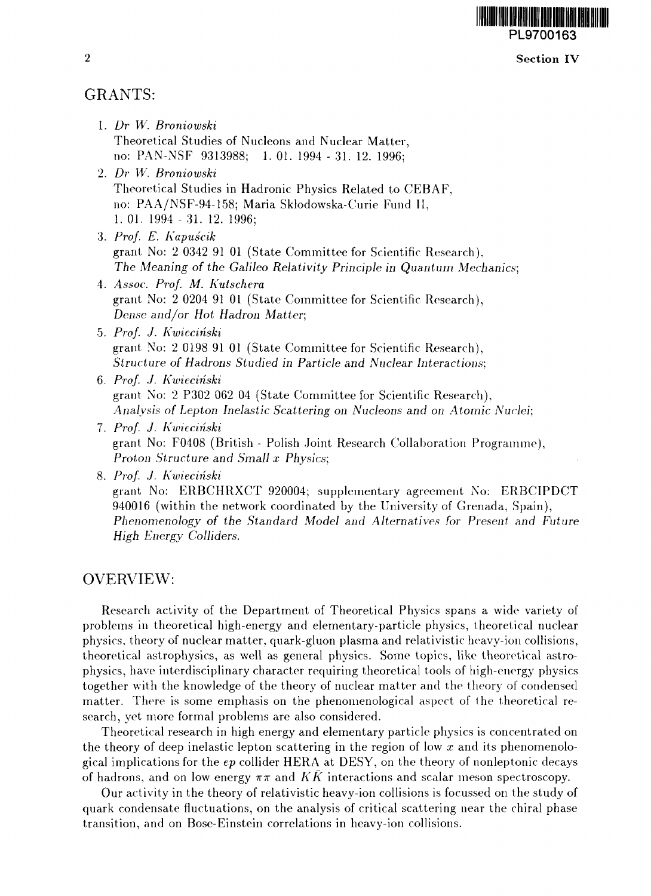## GRANTS:

1. *Dr W. Broniowski*
   Theoretical Studies of Nucleons and Nuclear Matter,
   no: PAN-NSF 9313988; 1. 01. 1994 - 31. 12. 1996;
2. *Dr W. Broniowski*
   Theoretical Studies in Hadronic Physics Related to CEBAF,
   no: PAA/NSF-94-158; Maria Skłodowska-Curie Fund II,
   1. 01. 1994 - 31. 12. 1996;
3. *Prof. E. Kapuścik*
   grant No: 2 0342 91 01 (State Committee for Scientific Research),
   *The Meaning of the Galileo Relativity Principle in Quantum Mechanics*;
4. *Assoc. Prof. M. Kutschera*
   grant No: 2 0204 91 01 (State Committee for Scientific Research),
   *Dense and/or Hot Hadron Matter*;
5. *Prof. J. Kwieciński*
   grant No: 2 0198 91 01 (State Committee for Scientific Research),
   *Structure of Hadrons Studied in Particle and Nuclear Interactions*;
6. *Prof. J. Kwieciński*
   grant No: 2 P302 062 04 (State Committee for Scientific Research),
   *Analysis of Lepton Inelastic Scattering on Nucleons and on Atomic Nuclei*;
7. *Prof. J. Kwieciński*
   grant No: F0408 (British - Polish Joint Research Collaboration Programme),
   *Proton Structure and Small $x$ Physics*;
8. *Prof. J. Kwieciński*
   grant No: ERBCHRXCT 920004; supplementary agreement No: ERBCIPDCT 940016 (within the network coordinated by the University of Grenada, Spain),
   *Phenomenology of the Standard Model and Alternatives for Present and Future High Energy Colliders.*

## OVERVIEW:

Research activity of the Department of Theoretical Physics spans a wide variety of problems in theoretical high-energy and elementary-particle physics, theoretical nuclear physics, theory of nuclear matter, quark-gluon plasma and relativistic heavy-ion collisions, theoretical astrophysics, as well as general physics. Some topics, like theoretical astrophysics, have interdisciplinary character requiring theoretical tools of high-energy physics together with the knowledge of the theory of nuclear matter and the theory of condensed matter. There is some emphasis on the phenomenological aspect of the theoretical research, yet more formal problems are also considered.

Theoretical research in high energy and elementary particle physics is concentrated on the theory of deep inelastic lepton scattering in the region of low $x$ and its phenomenological implications for the $ep$ collider HERA at DESY, on the theory of nonleptonic decays of hadrons, and on low energy $\pi\pi$ and $K\bar{K}$ interactions and scalar meson spectroscopy.

Our activity in the theory of relativistic heavy-ion collisions is focussed on the study of quark condensate fluctuations, on the analysis of critical scattering near the chiral phase transition, and on Bose-Einstein correlations in heavy-ion collisions.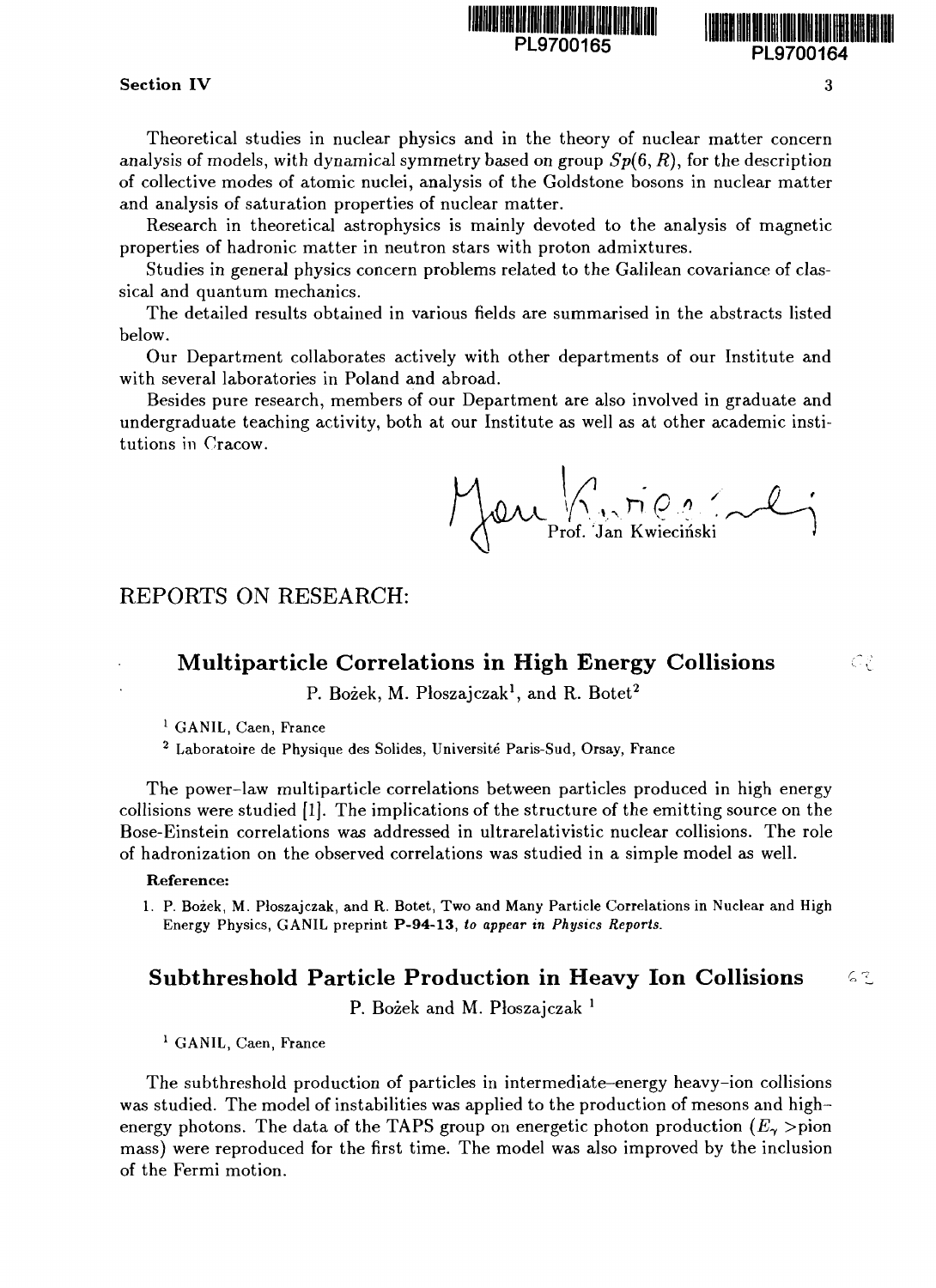Section IV

Theoretical studies in nuclear physics and in the theory of nuclear matter concern analysis of models, with dynamical symmetry based on group $Sp(6, R)$, for the description of collective modes of atomic nuclei, analysis of the Goldstone bosons in nuclear matter and analysis of saturation properties of nuclear matter.

Research in theoretical astrophysics is mainly devoted to the analysis of magnetic properties of hadronic matter in neutron stars with proton admixtures.

Studies in general physics concern problems related to the Galilean covariance of classical and quantum mechanics.

The detailed results obtained in various fields are summarised in the abstracts listed below.

Our Department collaborates actively with other departments of our Institute and with several laboratories in Poland and abroad.

Besides pure research, members of our Department are also involved in graduate and undergraduate teaching activity, both at our Institute as well as at other academic institutions in Cracow.

Prof. Jan Kwieciński

## REPORTS ON RESEARCH:

### Multiparticle Correlations in High Energy Collisions

P. Bożek, M. Płoszajczak[1], and R. Botet[2]

[1] GANIL, Caen, France

[2] Laboratoire de Physique des Solides, Université Paris-Sud, Orsay, France

The power-law multiparticle correlations between particles produced in high energy collisions were studied [1]. The implications of the structure of the emitting source on the Bose-Einstein correlations was addressed in ultrarelativistic nuclear collisions. The role of hadronization on the observed correlations was studied in a simple model as well.

**Reference:**

1. P. Bożek, M. Płoszajczak, and R. Botet, Two and Many Particle Correlations in Nuclear and High Energy Physics, GANIL preprint **P-94-13**, *to appear in Physics Reports.*

### Subthreshold Particle Production in Heavy Ion Collisions

P. Bożek and M. Płoszajczak [1]

[1] GANIL, Caen, France

The subthreshold production of particles in intermediate–energy heavy–ion collisions was studied. The model of instabilities was applied to the production of mesons and high-energy photons. The data of the TAPS group on energetic photon production ($E_\gamma >$pion mass) were reproduced for the first time. The model was also improved by the inclusion of the Fermi motion.